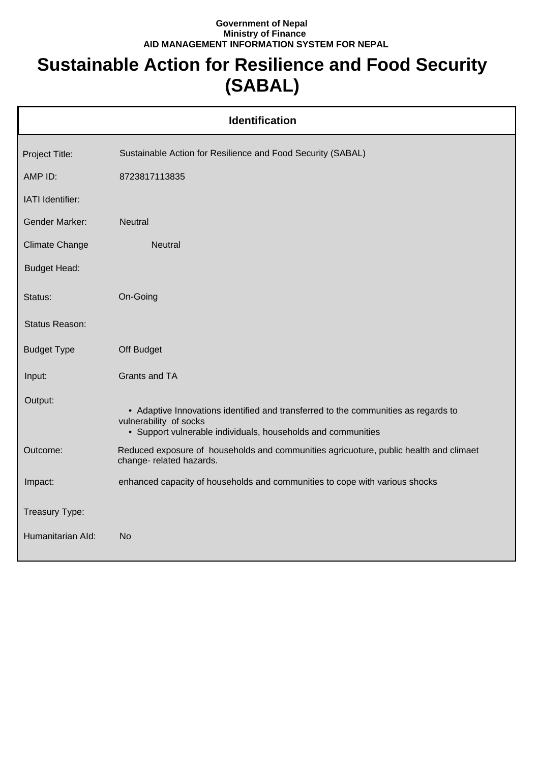**Government of Nepal**
**Ministry of Finance**
**AID MANAGEMENT INFORMATION SYSTEM FOR NEPAL**

# Sustainable Action for Resilience and Food Security (SABAL)

## Identification

| | |
|---|---|
| Project Title: | Sustainable Action for Resilience and Food Security (SABAL) |
| AMP ID: | 8723817113835 |
| IATI Identifier: | |
| Gender Marker: | Neutral |
| Climate Change | Neutral |
| Budget Head: | |
| Status: | On-Going |
| Status Reason: | |
| Budget Type | Off Budget |
| Input: | Grants and TA |
| Output: | • Adaptive Innovations identified and transferred to the communities as regards to vulnerability of socks<br>• Support vulnerable individuals, households and communities |
| Outcome: | Reduced exposure of households and communities agricuoture, public health and climaet change- related hazards. |
| Impact: | enhanced capacity of households and communities to cope with various shocks |
| Treasury Type: | |
| Humanitarian AId: | No |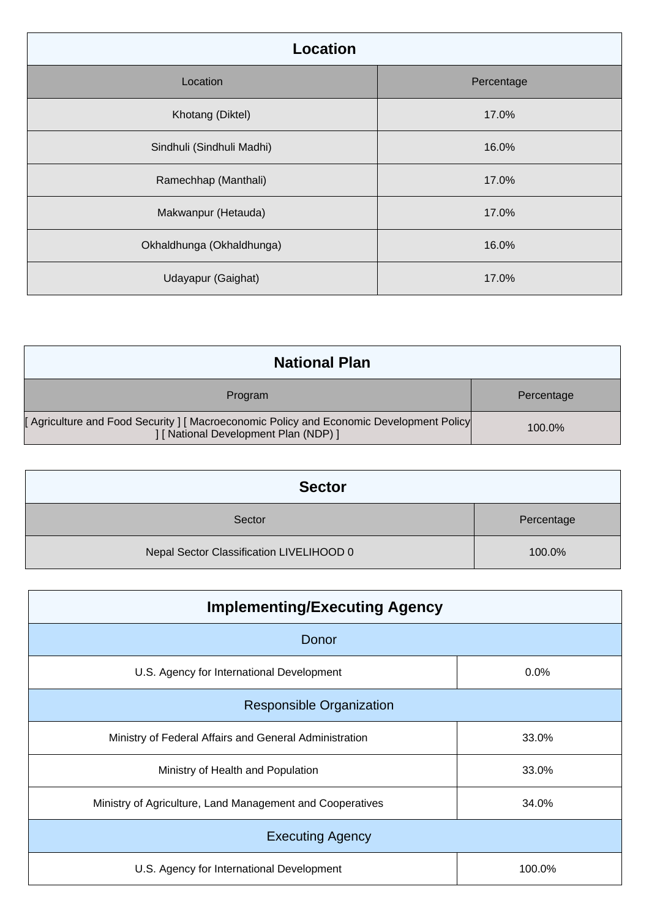## Location

| Location | Percentage |
|---|---|
| Khotang (Diktel) | 17.0% |
| Sindhuli (Sindhuli Madhi) | 16.0% |
| Ramechhap (Manthali) | 17.0% |
| Makwanpur (Hetauda) | 17.0% |
| Okhaldhunga (Okhaldhunga) | 16.0% |
| Udayapur (Gaighat) | 17.0% |

## National Plan

| Program | Percentage |
|---|---|
| [ Agriculture and Food Security ] [ Macroeconomic Policy and Economic Development Policy ] [ National Development Plan (NDP) ] | 100.0% |

## Sector

| Sector | Percentage |
|---|---|
| Nepal Sector Classification LIVELIHOOD 0 | 100.0% |

## Implementing/Executing Agency

| Donor | |
|---|---|
| U.S. Agency for International Development | 0.0% |
| **Responsible Organization** | |
| Ministry of Federal Affairs and General Administration | 33.0% |
| Ministry of Health and Population | 33.0% |
| Ministry of Agriculture, Land Management and Cooperatives | 34.0% |
| **Executing Agency** | |
| U.S. Agency for International Development | 100.0% |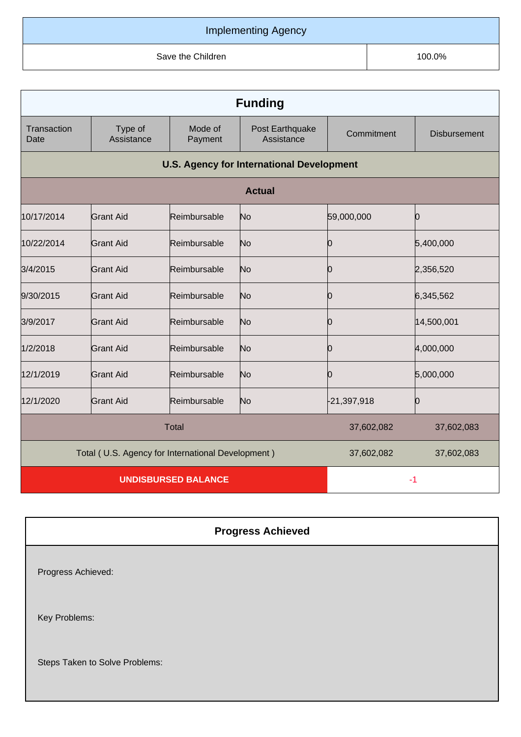| Implementing Agency | |
|---|---|
| Save the Children | 100.0% |

| Funding | | | | | |
|---|---|---|---|---|---|
| Transaction Date | Type of Assistance | Mode of Payment | Post Earthquake Assistance | Commitment | Disbursement |
| **U.S. Agency for International Development** | | | | | |
| **Actual** | | | | | |
| 10/17/2014 | Grant Aid | Reimbursable | No | 59,000,000 | 0 |
| 10/22/2014 | Grant Aid | Reimbursable | No | 0 | 5,400,000 |
| 3/4/2015 | Grant Aid | Reimbursable | No | 0 | 2,356,520 |
| 9/30/2015 | Grant Aid | Reimbursable | No | 0 | 6,345,562 |
| 3/9/2017 | Grant Aid | Reimbursable | No | 0 | 14,500,001 |
| 1/2/2018 | Grant Aid | Reimbursable | No | 0 | 4,000,000 |
| 12/1/2019 | Grant Aid | Reimbursable | No | 0 | 5,000,000 |
| 12/1/2020 | Grant Aid | Reimbursable | No | -21,397,918 | 0 |
| Total | | | | 37,602,082 | 37,602,083 |
| Total ( U.S. Agency for International Development ) | | | | 37,602,082 | 37,602,083 |
| **UNDISBURSED BALANCE** | | | | -1 | |

## Progress Achieved

Progress Achieved:

Key Problems:

Steps Taken to Solve Problems: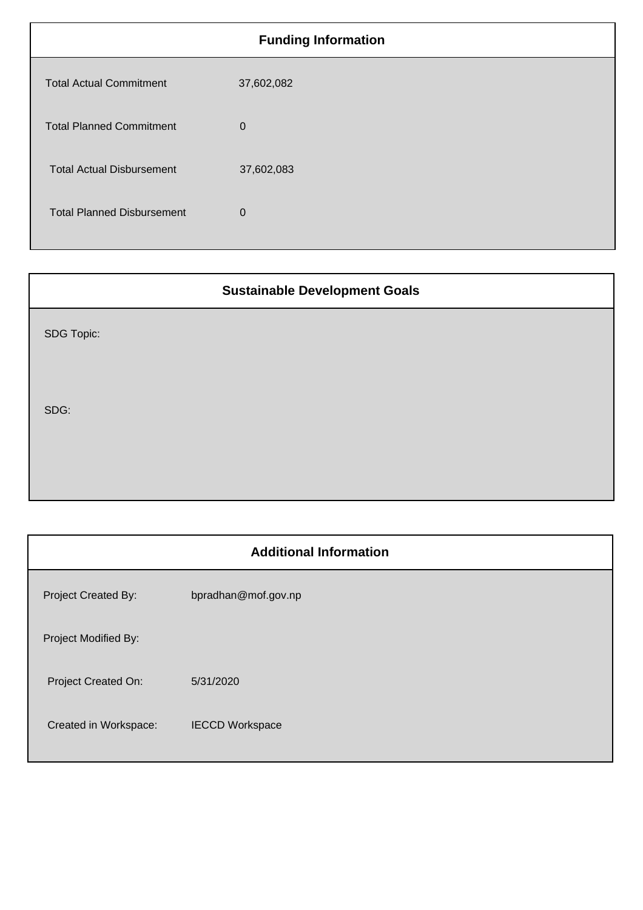## Funding Information

| | |
|---|---|
| Total Actual Commitment | 37,602,082 |
| Total Planned Commitment | 0 |
| Total Actual Disbursement | 37,602,083 |
| Total Planned Disbursement | 0 |

## Sustainable Development Goals

SDG Topic:

SDG:

## Additional Information

| | |
|---|---|
| Project Created By: | bpradhan@mof.gov.np |
| Project Modified By: | |
| Project Created On: | 5/31/2020 |
| Created in Workspace: | IECCD Workspace |